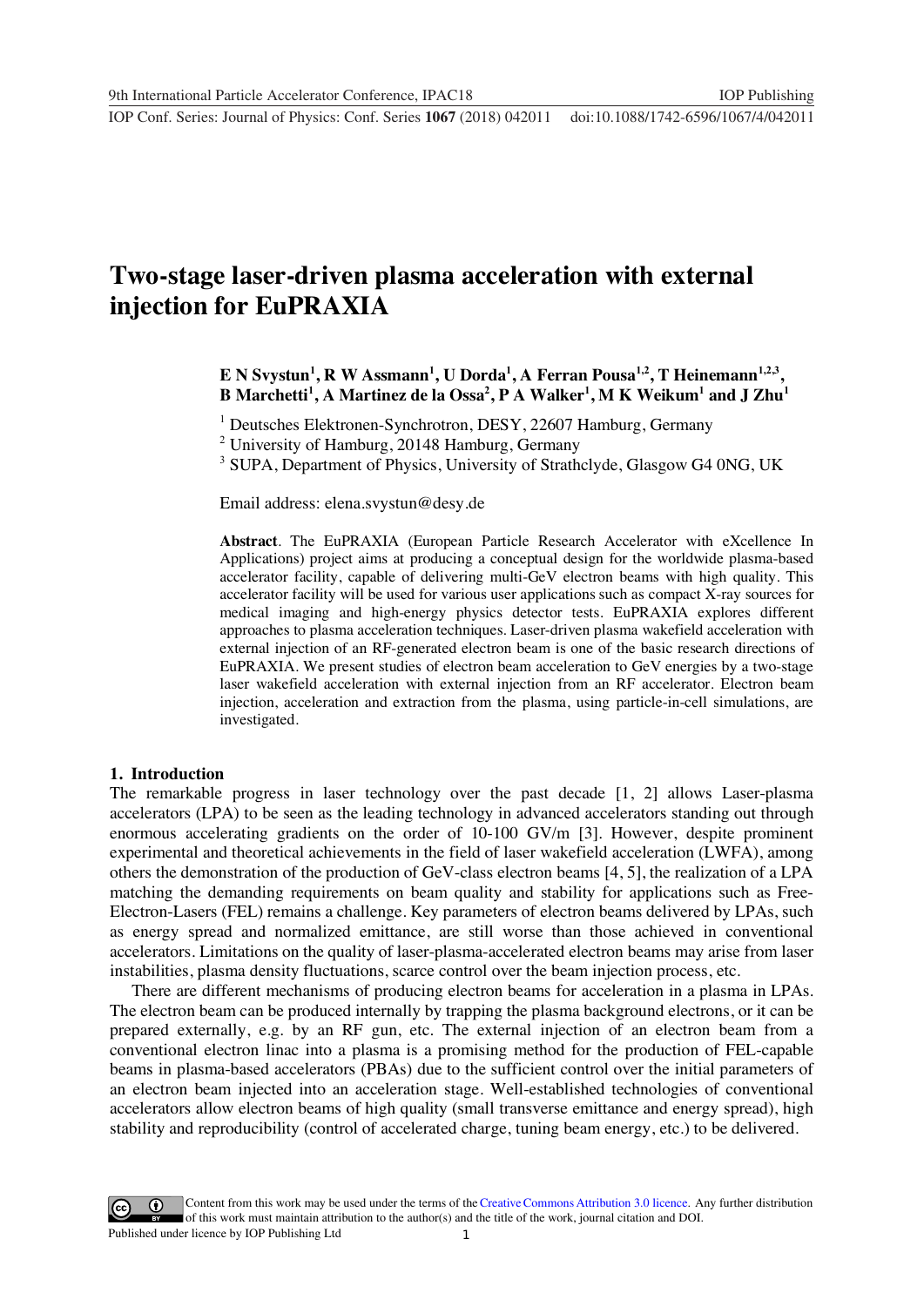# Two-stage laser-driven plasma acceleration with external injection for EuPRAXIA

**E N Svystun[1], R W Assmann[1], U Dorda[1], A Ferran Pousa[1,2], T Heinemann[1,2,3], B Marchetti[1], A Martinez de la Ossa[2], P A Walker[1], M K Weikum[1] and J Zhu[1]**

[1] Deutsches Elektronen-Synchrotron, DESY, 22607 Hamburg, Germany
[2] University of Hamburg, 20148 Hamburg, Germany
[3] SUPA, Department of Physics, University of Strathclyde, Glasgow G4 0NG, UK

Email address: elena.svystun@desy.de

**Abstract**. The EuPRAXIA (European Particle Research Accelerator with eXcellence In Applications) project aims at producing a conceptual design for the worldwide plasma-based accelerator facility, capable of delivering multi-GeV electron beams with high quality. This accelerator facility will be used for various user applications such as compact X-ray sources for medical imaging and high-energy physics detector tests. EuPRAXIA explores different approaches to plasma acceleration techniques. Laser-driven plasma wakefield acceleration with external injection of an RF-generated electron beam is one of the basic research directions of EuPRAXIA. We present studies of electron beam acceleration to GeV energies by a two-stage laser wakefield acceleration with external injection from an RF accelerator. Electron beam injection, acceleration and extraction from the plasma, using particle-in-cell simulations, are investigated.

## 1. Introduction

The remarkable progress in laser technology over the past decade [1, 2] allows Laser-plasma accelerators (LPA) to be seen as the leading technology in advanced accelerators standing out through enormous accelerating gradients on the order of 10-100 GV/m [3]. However, despite prominent experimental and theoretical achievements in the field of laser wakefield acceleration (LWFA), among others the demonstration of the production of GeV-class electron beams [4, 5], the realization of a LPA matching the demanding requirements on beam quality and stability for applications such as Free-Electron-Lasers (FEL) remains a challenge. Key parameters of electron beams delivered by LPAs, such as energy spread and normalized emittance, are still worse than those achieved in conventional accelerators. Limitations on the quality of laser-plasma-accelerated electron beams may arise from laser instabilities, plasma density fluctuations, scarce control over the beam injection process, etc.

There are different mechanisms of producing electron beams for acceleration in a plasma in LPAs. The electron beam can be produced internally by trapping the plasma background electrons, or it can be prepared externally, e.g. by an RF gun, etc. The external injection of an electron beam from a conventional electron linac into a plasma is a promising method for the production of FEL-capable beams in plasma-based accelerators (PBAs) due to the sufficient control over the initial parameters of an electron beam injected into an acceleration stage. Well-established technologies of conventional accelerators allow electron beams of high quality (small transverse emittance and energy spread), high stability and reproducibility (control of accelerated charge, tuning beam energy, etc.) to be delivered.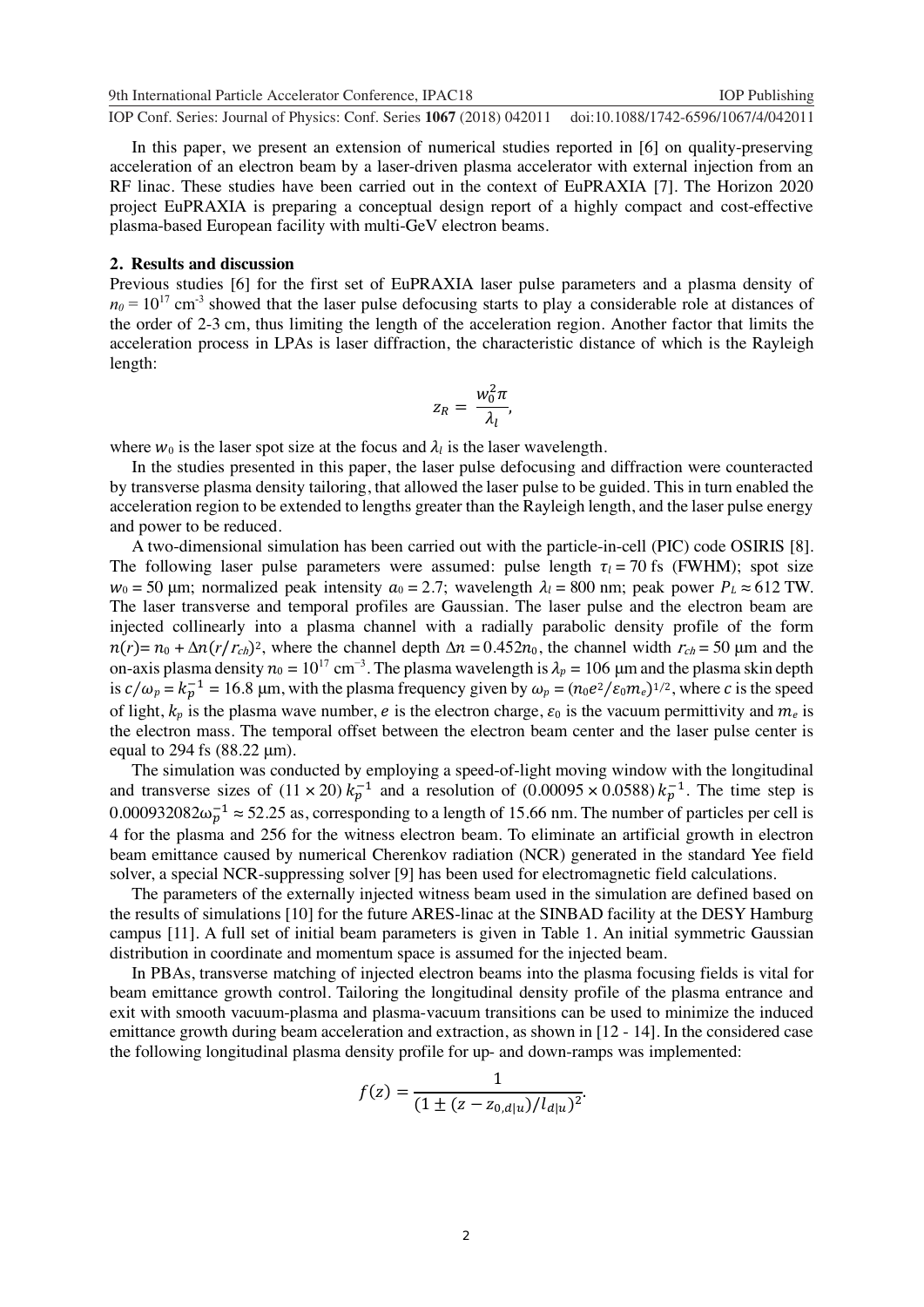In this paper, we present an extension of numerical studies reported in [6] on quality-preserving acceleration of an electron beam by a laser-driven plasma accelerator with external injection from an RF linac. These studies have been carried out in the context of EuPRAXIA [7]. The Horizon 2020 project EuPRAXIA is preparing a conceptual design report of a highly compact and cost-effective plasma-based European facility with multi-GeV electron beams.

## 2. Results and discussion

Previous studies [6] for the first set of EuPRAXIA laser pulse parameters and a plasma density of $n_0 = 10^{17}$ cm$^{-3}$ showed that the laser pulse defocusing starts to play a considerable role at distances of the order of 2-3 cm, thus limiting the length of the acceleration region. Another factor that limits the acceleration process in LPAs is laser diffraction, the characteristic distance of which is the Rayleigh length:

$$z_R = \frac{w_0^2 \pi}{\lambda_l},$$

where $w_0$ is the laser spot size at the focus and $\lambda_l$ is the laser wavelength.

In the studies presented in this paper, the laser pulse defocusing and diffraction were counteracted by transverse plasma density tailoring, that allowed the laser pulse to be guided. This in turn enabled the acceleration region to be extended to lengths greater than the Rayleigh length, and the laser pulse energy and power to be reduced.

A two-dimensional simulation has been carried out with the particle-in-cell (PIC) code OSIRIS [8]. The following laser pulse parameters were assumed: pulse length $\tau_l = 70$ fs (FWHM); spot size $w_0 = 50$ μm; normalized peak intensity $a_0 = 2.7$; wavelength $\lambda_l = 800$ nm; peak power $P_L \approx 612$ TW. The laser transverse and temporal profiles are Gaussian. The laser pulse and the electron beam are injected collinearly into a plasma channel with a radially parabolic density profile of the form $n(r) = n_0 + \Delta n(r/r_{ch})^2$, where the channel depth $\Delta n = 0.452 n_0$, the channel width $r_{ch} = 50$ μm and the on-axis plasma density $n_0 = 10^{17}$ cm$^{-3}$. The plasma wavelength is $\lambda_p = 106$ μm and the plasma skin depth is $c/\omega_p = k_p^{-1} = 16.8$ μm, with the plasma frequency given by $\omega_p = (n_0 e^2/\varepsilon_0 m_e)^{1/2}$, where $c$ is the speed of light, $k_p$ is the plasma wave number, $e$ is the electron charge, $\varepsilon_0$ is the vacuum permittivity and $m_e$ is the electron mass. The temporal offset between the electron beam center and the laser pulse center is equal to 294 fs (88.22 μm).

The simulation was conducted by employing a speed-of-light moving window with the longitudinal and transverse sizes of $(11 \times 20)\, k_p^{-1}$ and a resolution of $(0.00095 \times 0.0588)\, k_p^{-1}$. The time step is $0.000932082\omega_p^{-1} \approx 52.25$ as, corresponding to a length of 15.66 nm. The number of particles per cell is 4 for the plasma and 256 for the witness electron beam. To eliminate an artificial growth in electron beam emittance caused by numerical Cherenkov radiation (NCR) generated in the standard Yee field solver, a special NCR-suppressing solver [9] has been used for electromagnetic field calculations.

The parameters of the externally injected witness beam used in the simulation are defined based on the results of simulations [10] for the future ARES-linac at the SINBAD facility at the DESY Hamburg campus [11]. A full set of initial beam parameters is given in Table 1. An initial symmetric Gaussian distribution in coordinate and momentum space is assumed for the injected beam.

In PBAs, transverse matching of injected electron beams into the plasma focusing fields is vital for beam emittance growth control. Tailoring the longitudinal density profile of the plasma entrance and exit with smooth vacuum-plasma and plasma-vacuum transitions can be used to minimize the induced emittance growth during beam acceleration and extraction, as shown in [12 - 14]. In the considered case the following longitudinal plasma density profile for up- and down-ramps was implemented:

$$f(z) = \frac{1}{(1 \pm (z - z_{0,d|u})/l_{d|u})^2}.$$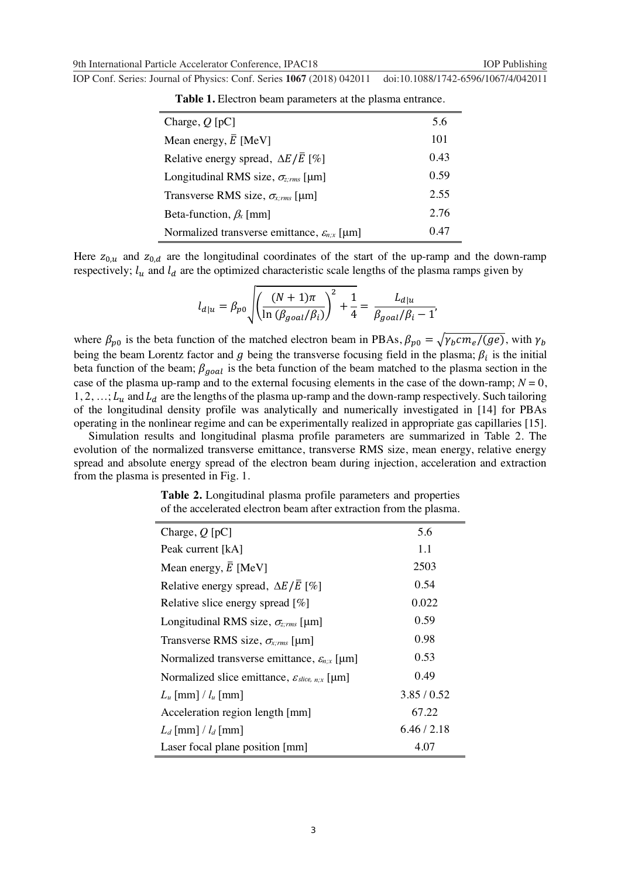**Table 1.** Electron beam parameters at the plasma entrance.

| | |
|---|---|
| Charge, $Q$ [pC] | 5.6 |
| Mean energy, $\bar{E}$ [MeV] | 101 |
| Relative energy spread, $\Delta E/\bar{E}$ [%] | 0.43 |
| Longitudinal RMS size, $\sigma_{z;rms}$ [μm] | 0.59 |
| Transverse RMS size, $\sigma_{x;rms}$ [μm] | 2.55 |
| Beta-function, $\beta_x$ [mm] | 2.76 |
| Normalized transverse emittance, $\varepsilon_{n;x}$ [μm] | 0.47 |

Here $z_{0,u}$ and $z_{0,d}$ are the longitudinal coordinates of the start of the up-ramp and the down-ramp respectively; $l_u$ and $l_d$ are the optimized characteristic scale lengths of the plasma ramps given by

$$l_{d|u} = \beta_{p0}\sqrt{\left(\frac{(N+1)\pi}{\ln\left(\beta_{goal}/\beta_i\right)}\right)^2 + \frac{1}{4}} = \frac{L_{d|u}}{\beta_{goal}/\beta_i - 1},$$

where $\beta_{p0}$ is the beta function of the matched electron beam in PBAs, $\beta_{p0} = \sqrt{\gamma_b c m_e/(ge)}$, with $\gamma_b$ being the beam Lorentz factor and $g$ being the transverse focusing field in the plasma; $\beta_i$ is the initial beta function of the beam; $\beta_{goal}$ is the beta function of the beam matched to the plasma section in the case of the plasma up-ramp and to the external focusing elements in the case of the down-ramp; $N = 0, 1, 2, \ldots$; $L_u$ and $L_d$ are the lengths of the plasma up-ramp and the down-ramp respectively. Such tailoring of the longitudinal density profile was analytically and numerically investigated in [14] for PBAs operating in the nonlinear regime and can be experimentally realized in appropriate gas capillaries [15].

Simulation results and longitudinal plasma profile parameters are summarized in Table 2. The evolution of the normalized transverse emittance, transverse RMS size, mean energy, relative energy spread and absolute energy spread of the electron beam during injection, acceleration and extraction from the plasma is presented in Fig. 1.

**Table 2.** Longitudinal plasma profile parameters and properties of the accelerated electron beam after extraction from the plasma.

| | |
|---|---|
| Charge, $Q$ [pC] | 5.6 |
| Peak current [kA] | 1.1 |
| Mean energy, $\bar{E}$ [MeV] | 2503 |
| Relative energy spread, $\Delta E/\bar{E}$ [%] | 0.54 |
| Relative slice energy spread [%] | 0.022 |
| Longitudinal RMS size, $\sigma_{z;rms}$ [μm] | 0.59 |
| Transverse RMS size, $\sigma_{x;rms}$ [μm] | 0.98 |
| Normalized transverse emittance, $\varepsilon_{n;x}$ [μm] | 0.53 |
| Normalized slice emittance, $\varepsilon_{slice,\,n;x}$ [μm] | 0.49 |
| $L_u$ [mm] / $l_u$ [mm] | 3.85 / 0.52 |
| Acceleration region length [mm] | 67.22 |
| $L_d$ [mm] / $l_d$ [mm] | 6.46 / 2.18 |
| Laser focal plane position [mm] | 4.07 |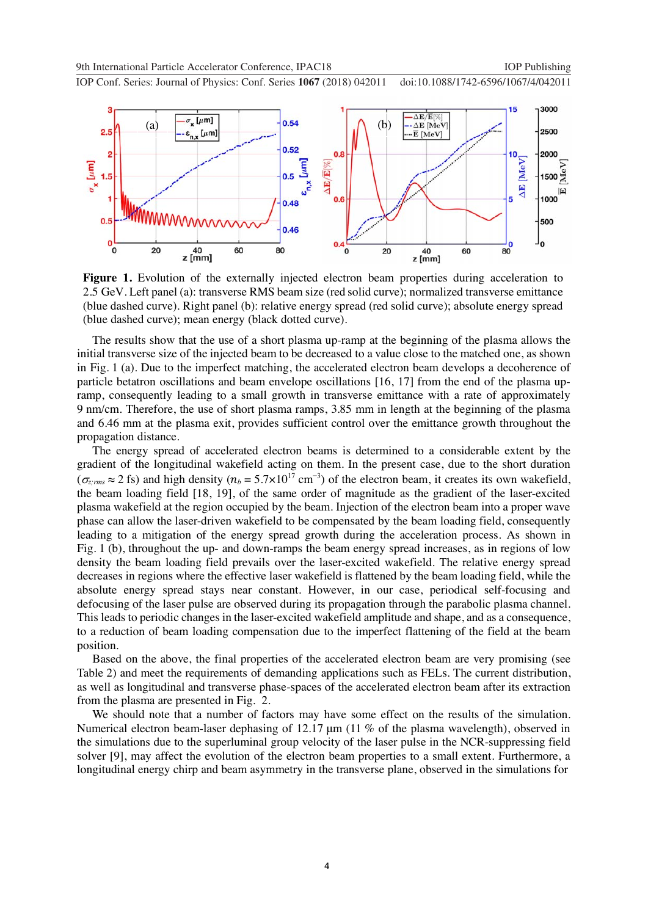**Figure 1.** Evolution of the externally injected electron beam properties during acceleration to 2.5 GeV. Left panel (a): transverse RMS beam size (red solid curve); normalized transverse emittance (blue dashed curve). Right panel (b): relative energy spread (red solid curve); absolute energy spread (blue dashed curve); mean energy (black dotted curve).

The results show that the use of a short plasma up-ramp at the beginning of the plasma allows the initial transverse size of the injected beam to be decreased to a value close to the matched one, as shown in Fig. 1 (a). Due to the imperfect matching, the accelerated electron beam develops a decoherence of particle betatron oscillations and beam envelope oscillations [16, 17] from the end of the plasma up-ramp, consequently leading to a small growth in transverse emittance with a rate of approximately 9 nm/cm. Therefore, the use of short plasma ramps, 3.85 mm in length at the beginning of the plasma and 6.46 mm at the plasma exit, provides sufficient control over the emittance growth throughout the propagation distance.

The energy spread of accelerated electron beams is determined to a considerable extent by the gradient of the longitudinal wakefield acting on them. In the present case, due to the short duration ($\sigma_{z;rms} \approx 2$ fs) and high density ($n_b = 5.7\times10^{17}$ cm$^{-3}$) of the electron beam, it creates its own wakefield, the beam loading field [18, 19], of the same order of magnitude as the gradient of the laser-excited plasma wakefield at the region occupied by the beam. Injection of the electron beam into a proper wave phase can allow the laser-driven wakefield to be compensated by the beam loading field, consequently leading to a mitigation of the energy spread growth during the acceleration process. As shown in Fig. 1 (b), throughout the up- and down-ramps the beam energy spread increases, as in regions of low density the beam loading field prevails over the laser-excited wakefield. The relative energy spread decreases in regions where the effective laser wakefield is flattened by the beam loading field, while the absolute energy spread stays near constant. However, in our case, periodical self-focusing and defocusing of the laser pulse are observed during its propagation through the parabolic plasma channel. This leads to periodic changes in the laser-excited wakefield amplitude and shape, and as a consequence, to a reduction of beam loading compensation due to the imperfect flattening of the field at the beam position.

Based on the above, the final properties of the accelerated electron beam are very promising (see Table 2) and meet the requirements of demanding applications such as FELs. The current distribution, as well as longitudinal and transverse phase-spaces of the accelerated electron beam after its extraction from the plasma are presented in Fig. 2.

We should note that a number of factors may have some effect on the results of the simulation. Numerical electron beam-laser dephasing of 12.17 μm (11 % of the plasma wavelength), observed in the simulations due to the superluminal group velocity of the laser pulse in the NCR-suppressing field solver [9], may affect the evolution of the electron beam properties to a small extent. Furthermore, a longitudinal energy chirp and beam asymmetry in the transverse plane, observed in the simulations for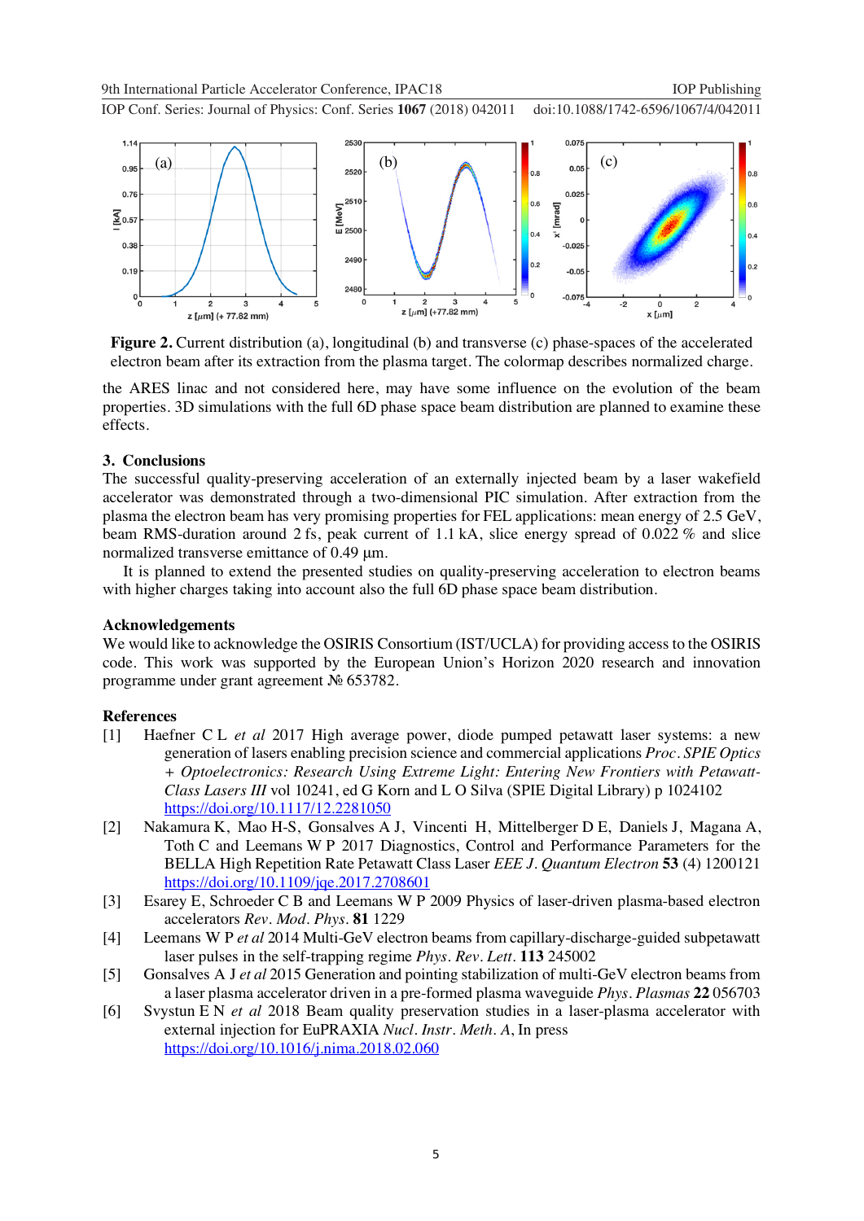**Figure 2.** Current distribution (a), longitudinal (b) and transverse (c) phase-spaces of the accelerated electron beam after its extraction from the plasma target. The colormap describes normalized charge.

the ARES linac and not considered here, may have some influence on the evolution of the beam properties. 3D simulations with the full 6D phase space beam distribution are planned to examine these effects.

## 3. Conclusions

The successful quality-preserving acceleration of an externally injected beam by a laser wakefield accelerator was demonstrated through a two-dimensional PIC simulation. After extraction from the plasma the electron beam has very promising properties for FEL applications: mean energy of 2.5 GeV, beam RMS-duration around 2 fs, peak current of 1.1 kA, slice energy spread of 0.022 % and slice normalized transverse emittance of 0.49 μm.

It is planned to extend the presented studies on quality-preserving acceleration to electron beams with higher charges taking into account also the full 6D phase space beam distribution.

## Acknowledgements

We would like to acknowledge the OSIRIS Consortium (IST/UCLA) for providing access to the OSIRIS code. This work was supported by the European Union's Horizon 2020 research and innovation programme under grant agreement № 653782.

## References

[1] Haefner C L *et al* 2017 High average power, diode pumped petawatt laser systems: a new generation of lasers enabling precision science and commercial applications *Proc. SPIE Optics + Optoelectronics: Research Using Extreme Light: Entering New Frontiers with Petawatt-Class Lasers III* vol 10241, ed G Korn and L O Silva (SPIE Digital Library) p 1024102 https://doi.org/10.1117/12.2281050

[2] Nakamura K, Mao H-S, Gonsalves A J, Vincenti H, Mittelberger D E, Daniels J, Magana A, Toth C and Leemans W P 2017 Diagnostics, Control and Performance Parameters for the BELLA High Repetition Rate Petawatt Class Laser *EEE J. Quantum Electron* **53** (4) 1200121 https://doi.org/10.1109/jqe.2017.2708601

[3] Esarey E, Schroeder C B and Leemans W P 2009 Physics of laser-driven plasma-based electron accelerators *Rev. Mod. Phys.* **81** 1229

[4] Leemans W P *et al* 2014 Multi-GeV electron beams from capillary-discharge-guided subpetawatt laser pulses in the self-trapping regime *Phys. Rev. Lett.* **113** 245002

[5] Gonsalves A J *et al* 2015 Generation and pointing stabilization of multi-GeV electron beams from a laser plasma accelerator driven in a pre-formed plasma waveguide *Phys. Plasmas* **22** 056703

[6] Svystun E N *et al* 2018 Beam quality preservation studies in a laser-plasma accelerator with external injection for EuPRAXIA *Nucl. Instr. Meth. A*, In press https://doi.org/10.1016/j.nima.2018.02.060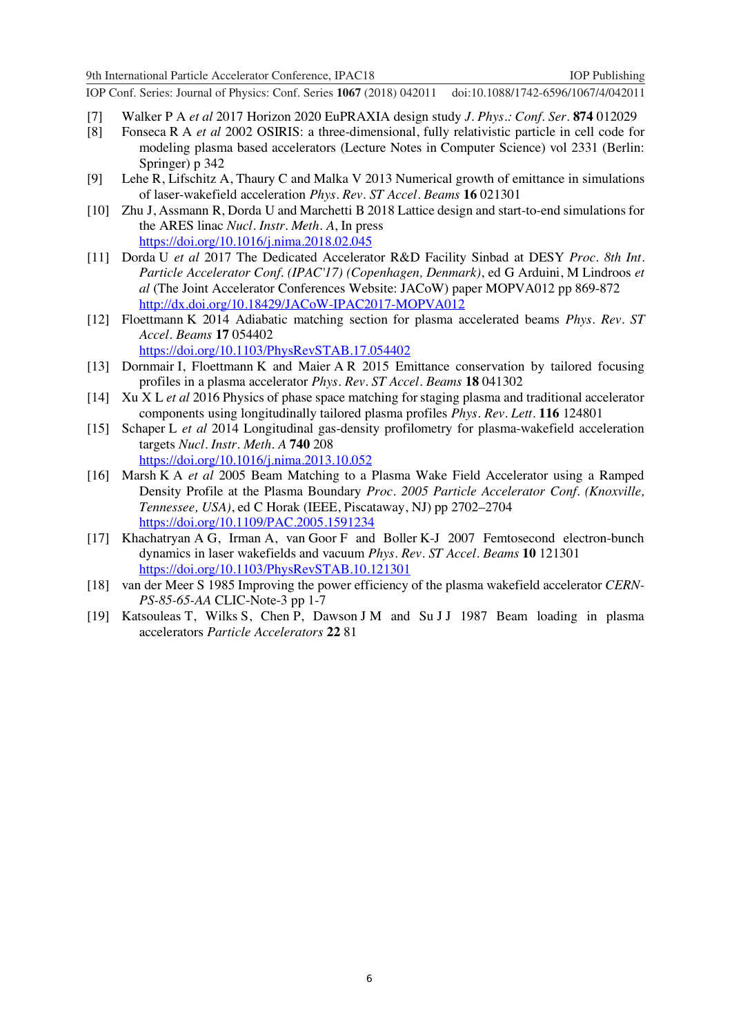[7] Walker P A *et al* 2017 Horizon 2020 EuPRAXIA design study *J. Phys.: Conf. Ser.* **874** 012029

[8] Fonseca R A *et al* 2002 OSIRIS: a three-dimensional, fully relativistic particle in cell code for modeling plasma based accelerators (Lecture Notes in Computer Science) vol 2331 (Berlin: Springer) p 342

[9] Lehe R, Lifschitz A, Thaury C and Malka V 2013 Numerical growth of emittance in simulations of laser-wakefield acceleration *Phys. Rev. ST Accel. Beams* **16** 021301

[10] Zhu J, Assmann R, Dorda U and Marchetti B 2018 Lattice design and start-to-end simulations for the ARES linac *Nucl. Instr. Meth. A*, In press https://doi.org/10.1016/j.nima.2018.02.045

[11] Dorda U *et al* 2017 The Dedicated Accelerator R&D Facility Sinbad at DESY *Proc. 8th Int. Particle Accelerator Conf. (IPAC'17) (Copenhagen, Denmark)*, ed G Arduini, M Lindroos *et al* (The Joint Accelerator Conferences Website: JACoW) paper MOPVA012 pp 869-872 http://dx.doi.org/10.18429/JACoW-IPAC2017-MOPVA012

[12] Floettmann K 2014 Adiabatic matching section for plasma accelerated beams *Phys. Rev. ST Accel. Beams* **17** 054402 https://doi.org/10.1103/PhysRevSTAB.17.054402

[13] Dornmair I, Floettmann K and Maier A R 2015 Emittance conservation by tailored focusing profiles in a plasma accelerator *Phys. Rev. ST Accel. Beams* **18** 041302

[14] Xu X L *et al* 2016 Physics of phase space matching for staging plasma and traditional accelerator components using longitudinally tailored plasma profiles *Phys. Rev. Lett.* **116** 124801

[15] Schaper L *et al* 2014 Longitudinal gas-density profilometry for plasma-wakefield acceleration targets *Nucl. Instr. Meth. A* **740** 208 https://doi.org/10.1016/j.nima.2013.10.052

[16] Marsh K A *et al* 2005 Beam Matching to a Plasma Wake Field Accelerator using a Ramped Density Profile at the Plasma Boundary *Proc. 2005 Particle Accelerator Conf. (Knoxville, Tennessee, USA)*, ed C Horak (IEEE, Piscataway, NJ) pp 2702–2704 https://doi.org/10.1109/PAC.2005.1591234

[17] Khachatryan A G, Irman A, van Goor F and Boller K-J 2007 Femtosecond electron-bunch dynamics in laser wakefields and vacuum *Phys. Rev. ST Accel. Beams* **10** 121301 https://doi.org/10.1103/PhysRevSTAB.10.121301

[18] van der Meer S 1985 Improving the power efficiency of the plasma wakefield accelerator *CERN-PS-85-65-AA* CLIC-Note-3 pp 1-7

[19] Katsouleas T, Wilks S, Chen P, Dawson J M and Su J J 1987 Beam loading in plasma accelerators *Particle Accelerators* **22** 81